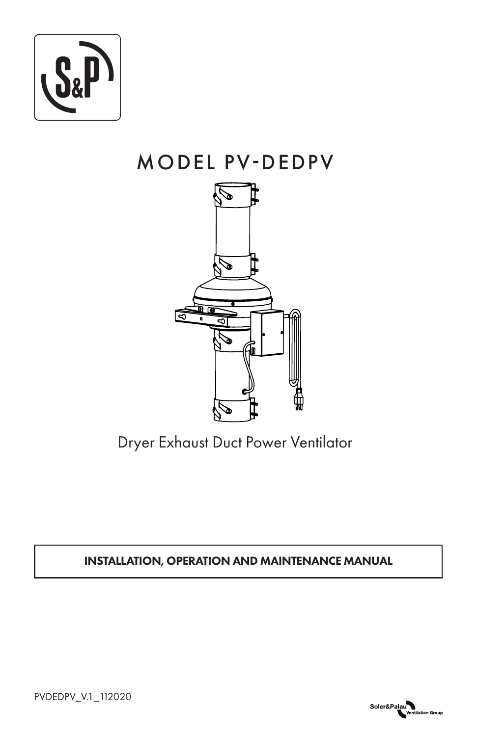# MODEL PV-DEDPV

Dryer Exhaust Duct Power Ventilator

**INSTALLATION, OPERATION AND MAINTENANCE MANUAL**

PVDEDPV_V.1_112020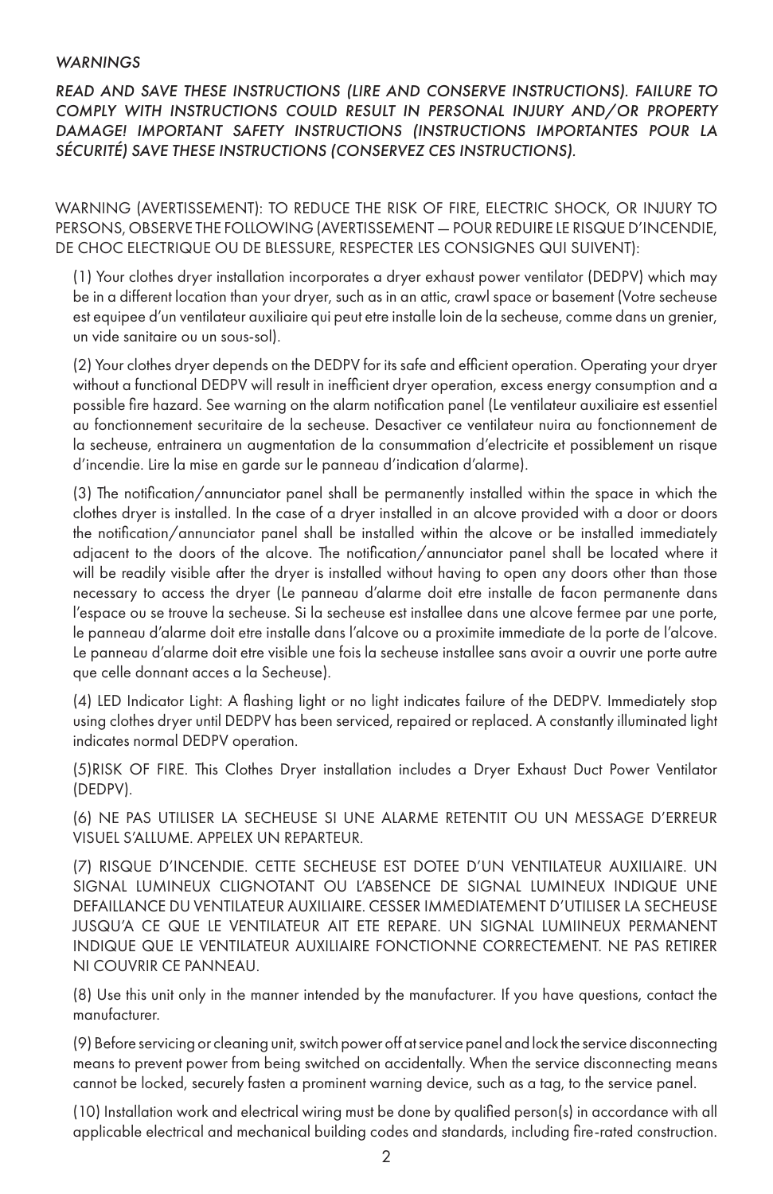*WARNINGS*

*READ AND SAVE THESE INSTRUCTIONS (LIRE AND CONSERVE INSTRUCTIONS). FAILURE TO COMPLY WITH INSTRUCTIONS COULD RESULT IN PERSONAL INJURY AND/OR PROPERTY DAMAGE! IMPORTANT SAFETY INSTRUCTIONS (INSTRUCTIONS IMPORTANTES POUR LA SÉCURITÉ) SAVE THESE INSTRUCTIONS (CONSERVEZ CES INSTRUCTIONS).*

WARNING (AVERTISSEMENT): TO REDUCE THE RISK OF FIRE, ELECTRIC SHOCK, OR INJURY TO PERSONS, OBSERVE THE FOLLOWING (AVERTISSEMENT — POUR REDUIRE LE RISQUE D'INCENDIE, DE CHOC ELECTRIQUE OU DE BLESSURE, RESPECTER LES CONSIGNES QUI SUIVENT):

(1) Your clothes dryer installation incorporates a dryer exhaust power ventilator (DEDPV) which may be in a different location than your dryer, such as in an attic, crawl space or basement (Votre secheuse est equipee d'un ventilateur auxiliaire qui peut etre installe loin de la secheuse, comme dans un grenier, un vide sanitaire ou un sous-sol).

(2) Your clothes dryer depends on the DEDPV for its safe and efficient operation. Operating your dryer without a functional DEDPV will result in inefficient dryer operation, excess energy consumption and a possible fire hazard. See warning on the alarm notification panel (Le ventilateur auxiliaire est essentiel au fonctionnement securitaire de la secheuse. Desactiver ce ventilateur nuira au fonctionnement de la secheuse, entrainera un augmentation de la consummation d'electricite et possiblement un risque d'incendie. Lire la mise en garde sur le panneau d'indication d'alarme).

(3) The notification/annunciator panel shall be permanently installed within the space in which the clothes dryer is installed. In the case of a dryer installed in an alcove provided with a door or doors the notification/annunciator panel shall be installed within the alcove or be installed immediately adjacent to the doors of the alcove. The notification/annunciator panel shall be located where it will be readily visible after the dryer is installed without having to open any doors other than those necessary to access the dryer (Le panneau d'alarme doit etre installe de facon permanente dans l'espace ou se trouve la secheuse. Si la secheuse est installee dans une alcove fermee par une porte, le panneau d'alarme doit etre installe dans l'alcove ou a proximite immediate de la porte de l'alcove. Le panneau d'alarme doit etre visible une fois la secheuse installee sans avoir a ouvrir une porte autre que celle donnant acces a la Secheuse).

(4) LED Indicator Light: A flashing light or no light indicates failure of the DEDPV. Immediately stop using clothes dryer until DEDPV has been serviced, repaired or replaced. A constantly illuminated light indicates normal DEDPV operation.

(5)RISK OF FIRE. This Clothes Dryer installation includes a Dryer Exhaust Duct Power Ventilator (DEDPV).

(6) NE PAS UTILISER LA SECHEUSE SI UNE ALARME RETENTIT OU UN MESSAGE D'ERREUR VISUEL S'ALLUME. APPELEX UN REPARTEUR.

(7) RISQUE D'INCENDIE. CETTE SECHEUSE EST DOTEE D'UN VENTILATEUR AUXILIAIRE. UN SIGNAL LUMINEUX CLIGNOTANT OU L'ABSENCE DE SIGNAL LUMINEUX INDIQUE UNE DEFAILLANCE DU VENTILATEUR AUXILIAIRE. CESSER IMMEDIATEMENT D'UTILISER LA SECHEUSE JUSQU'A CE QUE LE VENTILATEUR AIT ETE REPARE. UN SIGNAL LUMIINEUX PERMANENT INDIQUE QUE LE VENTILATEUR AUXILIAIRE FONCTIONNE CORRECTEMENT. NE PAS RETIRER NI COUVRIR CE PANNEAU.

(8) Use this unit only in the manner intended by the manufacturer. If you have questions, contact the manufacturer.

(9) Before servicing or cleaning unit, switch power off at service panel and lock the service disconnecting means to prevent power from being switched on accidentally. When the service disconnecting means cannot be locked, securely fasten a prominent warning device, such as a tag, to the service panel.

(10) Installation work and electrical wiring must be done by qualified person(s) in accordance with all applicable electrical and mechanical building codes and standards, including fire-rated construction.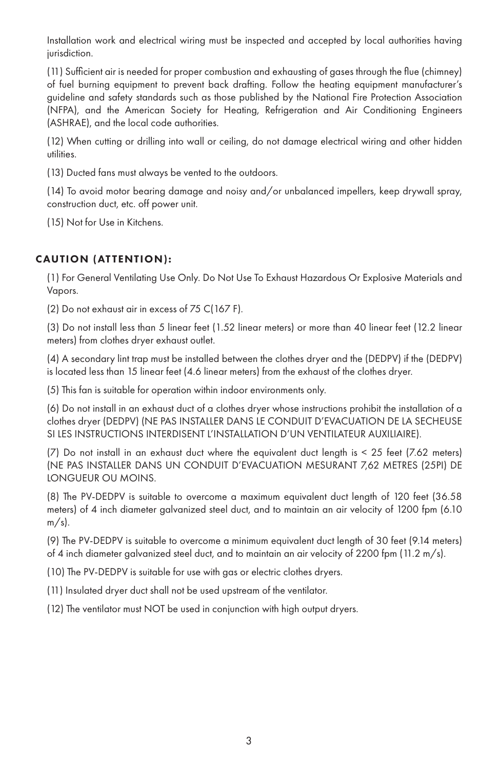Installation work and electrical wiring must be inspected and accepted by local authorities having jurisdiction.

(11) Sufficient air is needed for proper combustion and exhausting of gases through the flue (chimney) of fuel burning equipment to prevent back drafting. Follow the heating equipment manufacturer's guideline and safety standards such as those published by the National Fire Protection Association (NFPA), and the American Society for Heating, Refrigeration and Air Conditioning Engineers (ASHRAE), and the local code authorities.

(12) When cutting or drilling into wall or ceiling, do not damage electrical wiring and other hidden utilities.

(13) Ducted fans must always be vented to the outdoors.

(14) To avoid motor bearing damage and noisy and/or unbalanced impellers, keep drywall spray, construction duct, etc. off power unit.

(15) Not for Use in Kitchens.

## CAUTION (ATTENTION):

(1) For General Ventilating Use Only. Do Not Use To Exhaust Hazardous Or Explosive Materials and Vapors.

(2) Do not exhaust air in excess of 75 C(167 F).

(3) Do not install less than 5 linear feet (1.52 linear meters) or more than 40 linear feet (12.2 linear meters) from clothes dryer exhaust outlet.

(4) A secondary lint trap must be installed between the clothes dryer and the (DEDPV) if the (DEDPV) is located less than 15 linear feet (4.6 linear meters) from the exhaust of the clothes dryer.

(5) This fan is suitable for operation within indoor environments only.

(6) Do not install in an exhaust duct of a clothes dryer whose instructions prohibit the installation of a clothes dryer (DEDPV) (NE PAS INSTALLER DANS LE CONDUIT D'EVACUATION DE LA SECHEUSE SI LES INSTRUCTIONS INTERDISENT L'INSTALLATION D'UN VENTILATEUR AUXILIAIRE).

(7) Do not install in an exhaust duct where the equivalent duct length is < 25 feet (7.62 meters) (NE PAS INSTALLER DANS UN CONDUIT D'EVACUATION MESURANT 7,62 METRES (25PI) DE LONGUEUR OU MOINS.

(8) The PV-DEDPV is suitable to overcome a maximum equivalent duct length of 120 feet (36.58 meters) of 4 inch diameter galvanized steel duct, and to maintain an air velocity of 1200 fpm (6.10 m/s).

(9) The PV-DEDPV is suitable to overcome a minimum equivalent duct length of 30 feet (9.14 meters) of 4 inch diameter galvanized steel duct, and to maintain an air velocity of 2200 fpm (11.2 m/s).

(10) The PV-DEDPV is suitable for use with gas or electric clothes dryers.

(11) Insulated dryer duct shall not be used upstream of the ventilator.

(12) The ventilator must NOT be used in conjunction with high output dryers.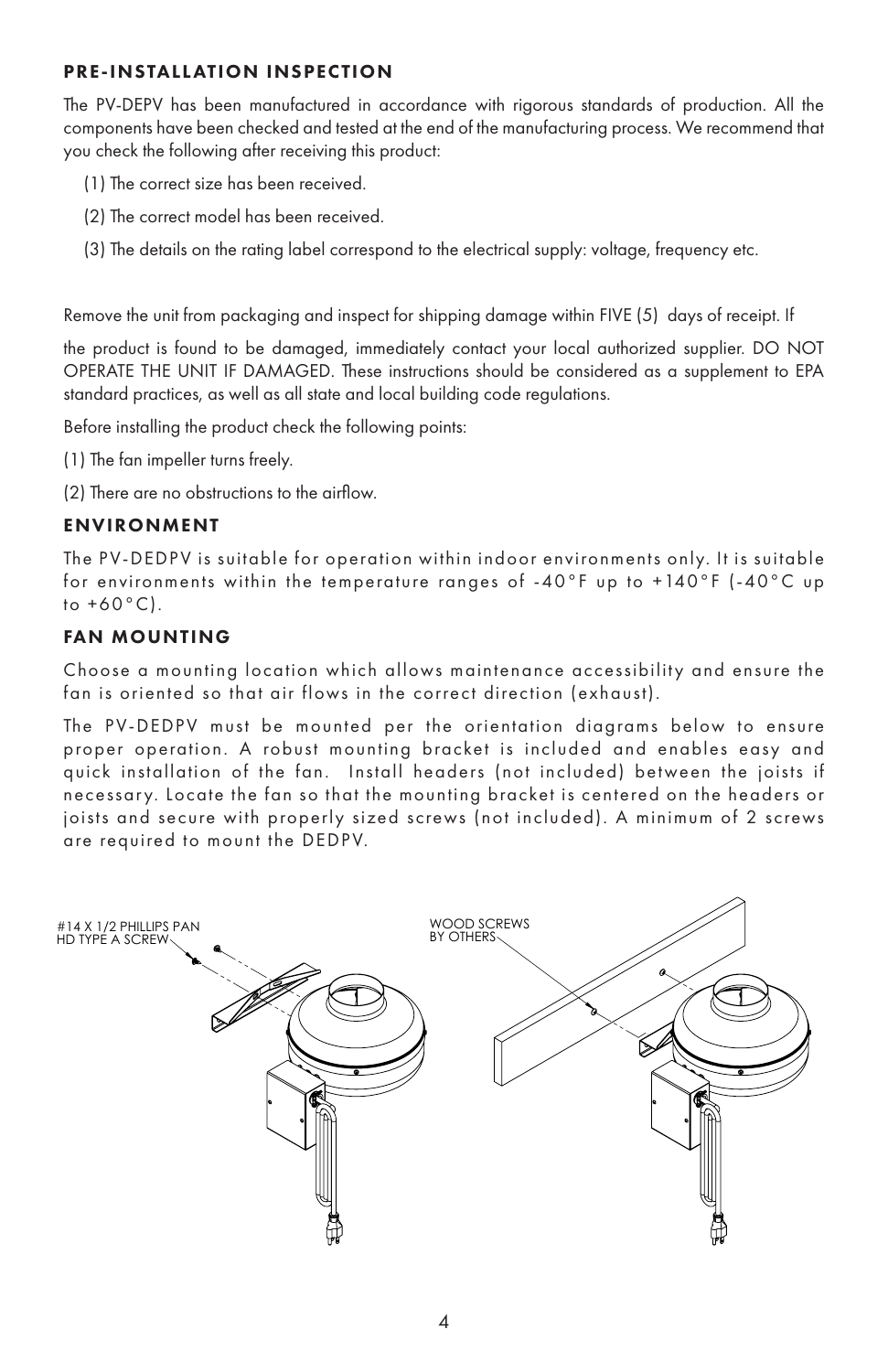## PRE-INSTALLATION INSPECTION

The PV-DEPV has been manufactured in accordance with rigorous standards of production. All the components have been checked and tested at the end of the manufacturing process. We recommend that you check the following after receiving this product:

(1) The correct size has been received.

(2) The correct model has been received.

(3) The details on the rating label correspond to the electrical supply: voltage, frequency etc.

Remove the unit from packaging and inspect for shipping damage within FIVE (5) days of receipt. If

the product is found to be damaged, immediately contact your local authorized supplier. DO NOT OPERATE THE UNIT IF DAMAGED. These instructions should be considered as a supplement to EPA standard practices, as well as all state and local building code regulations.

Before installing the product check the following points:

(1) The fan impeller turns freely.

(2) There are no obstructions to the airflow.

## ENVIRONMENT

The PV-DEDPV is suitable for operation within indoor environments only. It is suitable for environments within the temperature ranges of -40°F up to +140°F (-40°C up to +60°C).

## FAN MOUNTING

Choose a mounting location which allows maintenance accessibility and ensure the fan is oriented so that air flows in the correct direction (exhaust).

The PV-DEDPV must be mounted per the orientation diagrams below to ensure proper operation. A robust mounting bracket is included and enables easy and quick installation of the fan. Install headers (not included) between the joists if necessary. Locate the fan so that the mounting bracket is centered on the headers or joists and secure with properly sized screws (not included). A minimum of 2 screws are required to mount the DEDPV.

#14 X 1/2 PHILLIPS PAN HD TYPE A SCREW

WOOD SCREWS BY OTHERS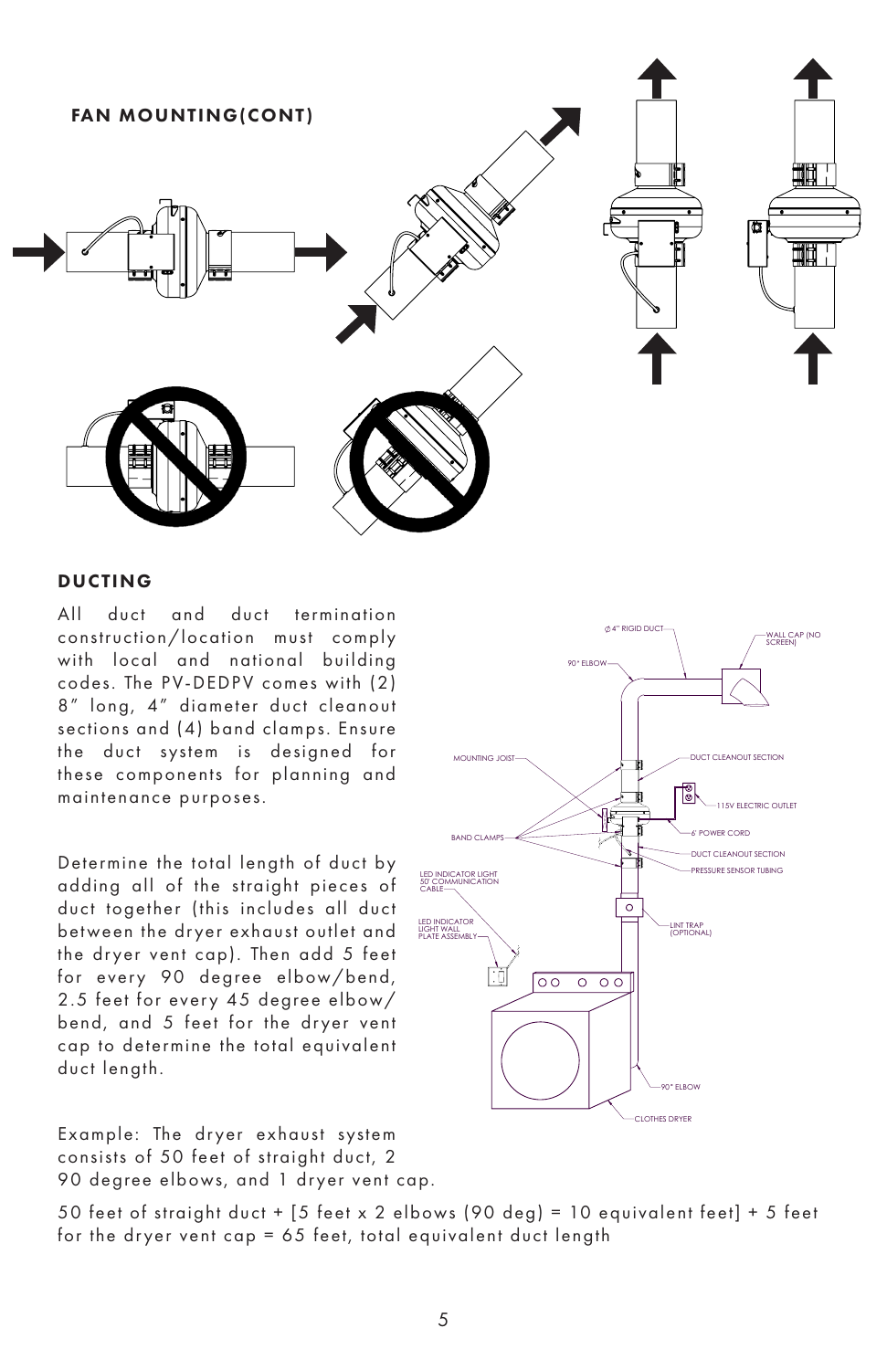## FAN MOUNTING(CONT)

## DUCTING

All duct and duct termination construction/location must comply with local and national building codes. The PV-DEDPV comes with (2) 8" long, 4" diameter duct cleanout sections and (4) band clamps. Ensure the duct system is designed for these components for planning and maintenance purposes.

Determine the total length of duct by adding all of the straight pieces of duct together (this includes all duct between the dryer exhaust outlet and the dryer vent cap). Then add 5 feet for every 90 degree elbow/bend, 2.5 feet for every 45 degree elbow/bend, and 5 feet for the dryer vent cap to determine the total equivalent duct length.

Example: The dryer exhaust system consists of 50 feet of straight duct, 2 90 degree elbows, and 1 dryer vent cap.

50 feet of straight duct + [5 feet x 2 elbows (90 deg) = 10 equivalent feet] + 5 feet for the dryer vent cap = 65 feet, total equivalent duct length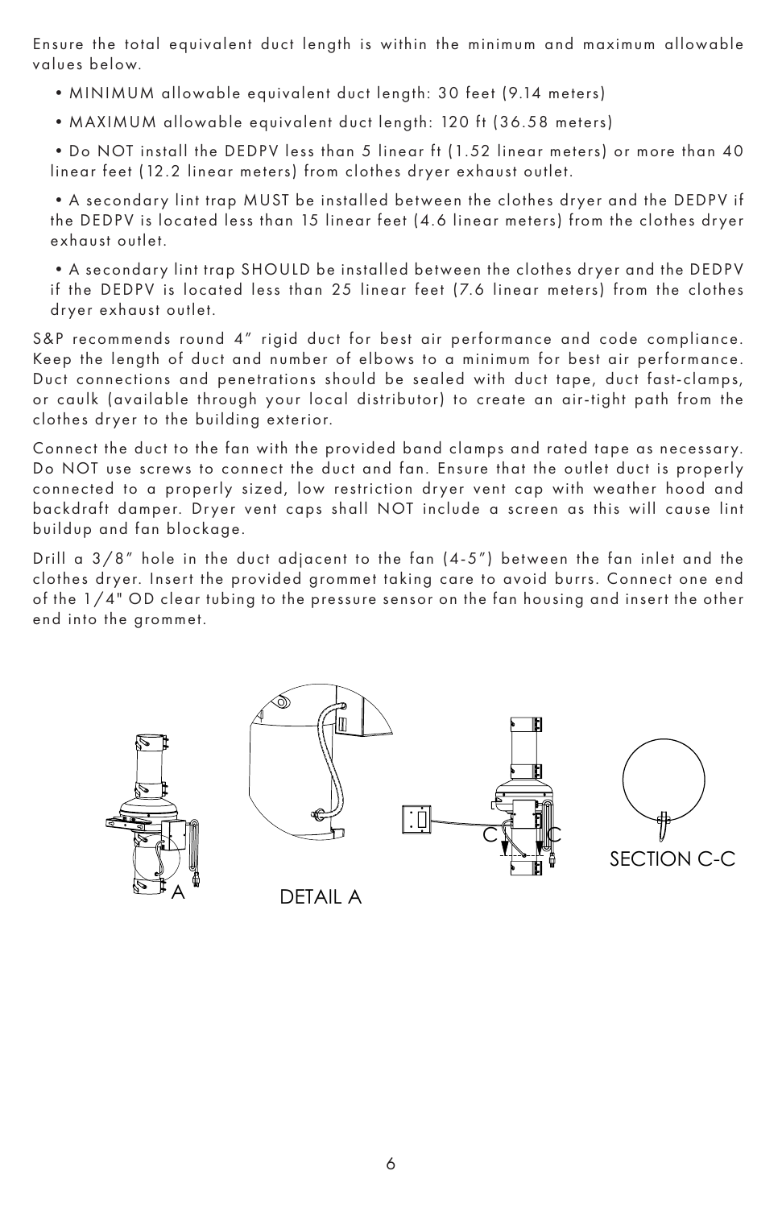Ensure the total equivalent duct length is within the minimum and maximum allowable values below.

- MINIMUM allowable equivalent duct length: 30 feet (9.14 meters)
- MAXIMUM allowable equivalent duct length: 120 ft (36.58 meters)
- Do NOT install the DEDPV less than 5 linear ft (1.52 linear meters) or more than 40 linear feet (12.2 linear meters) from clothes dryer exhaust outlet.
- A secondary lint trap MUST be installed between the clothes dryer and the DEDPV if the DEDPV is located less than 15 linear feet (4.6 linear meters) from the clothes dryer exhaust outlet.
- A secondary lint trap SHOULD be installed between the clothes dryer and the DEDPV if the DEDPV is located less than 25 linear feet (7.6 linear meters) from the clothes dryer exhaust outlet.

S&P recommends round 4" rigid duct for best air performance and code compliance. Keep the length of duct and number of elbows to a minimum for best air performance. Duct connections and penetrations should be sealed with duct tape, duct fast-clamps, or caulk (available through your local distributor) to create an air-tight path from the clothes dryer to the building exterior.

Connect the duct to the fan with the provided band clamps and rated tape as necessary. Do NOT use screws to connect the duct and fan. Ensure that the outlet duct is properly connected to a properly sized, low restriction dryer vent cap with weather hood and backdraft damper. Dryer vent caps shall NOT include a screen as this will cause lint buildup and fan blockage.

Drill a 3/8" hole in the duct adjacent to the fan (4-5") between the fan inlet and the clothes dryer. Insert the provided grommet taking care to avoid burrs. Connect one end of the 1/4" OD clear tubing to the pressure sensor on the fan housing and insert the other end into the grommet.

A

DETAIL A

C C

SECTION C-C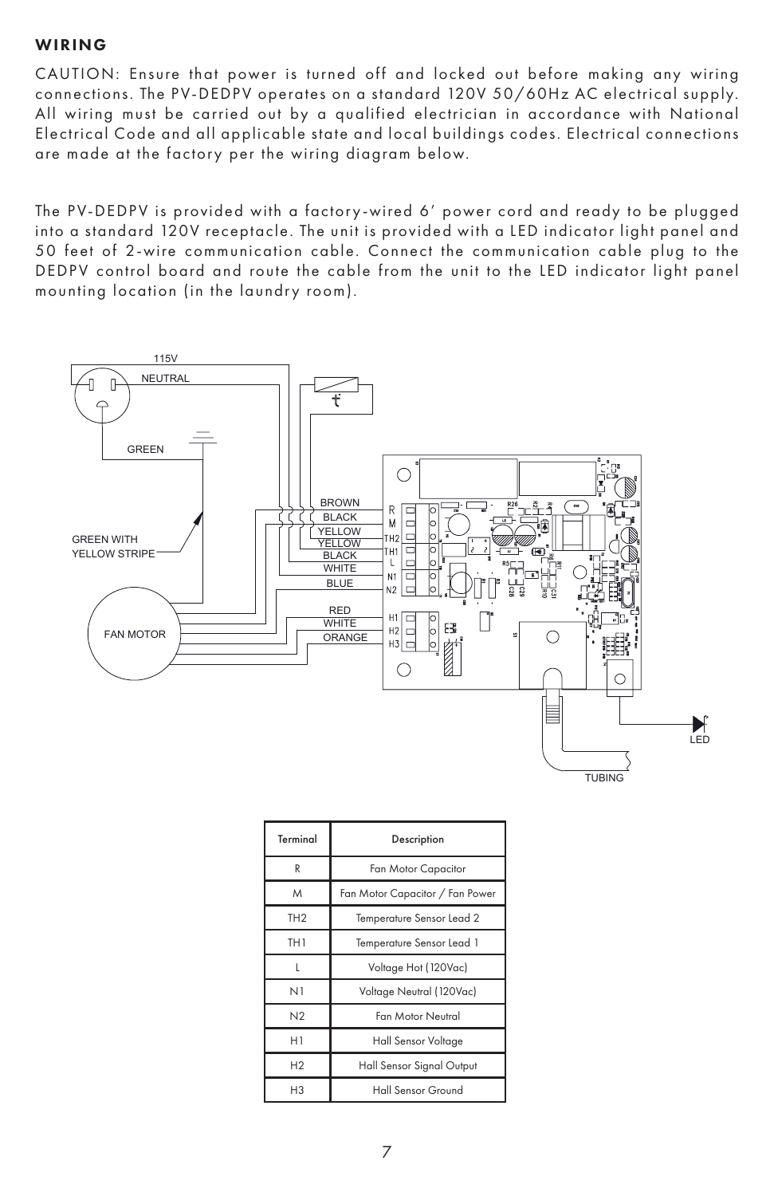## WIRING

CAUTION: Ensure that power is turned off and locked out before making any wiring connections. The PV-DEDPV operates on a standard 120V 50/60Hz AC electrical supply. All wiring must be carried out by a qualified electrician in accordance with National Electrical Code and all applicable state and local buildings codes. Electrical connections are made at the factory per the wiring diagram below.

The PV-DEDPV is provided with a factory-wired 6′ power cord and ready to be plugged into a standard 120V receptacle. The unit is provided with a LED indicator light panel and 50 feet of 2-wire communication cable. Connect the communication cable plug to the DEDPV control board and route the cable from the unit to the LED indicator light panel mounting location (in the laundry room).

| Terminal | Description |
| --- | --- |
| R | Fan Motor Capacitor |
| M | Fan Motor Capacitor / Fan Power |
| TH2 | Temperature Sensor Lead 2 |
| TH1 | Temperature Sensor Lead 1 |
| L | Voltage Hot (120Vac) |
| N1 | Voltage Neutral (120Vac) |
| N2 | Fan Motor Neutral |
| H1 | Hall Sensor Voltage |
| H2 | Hall Sensor Signal Output |
| H3 | Hall Sensor Ground |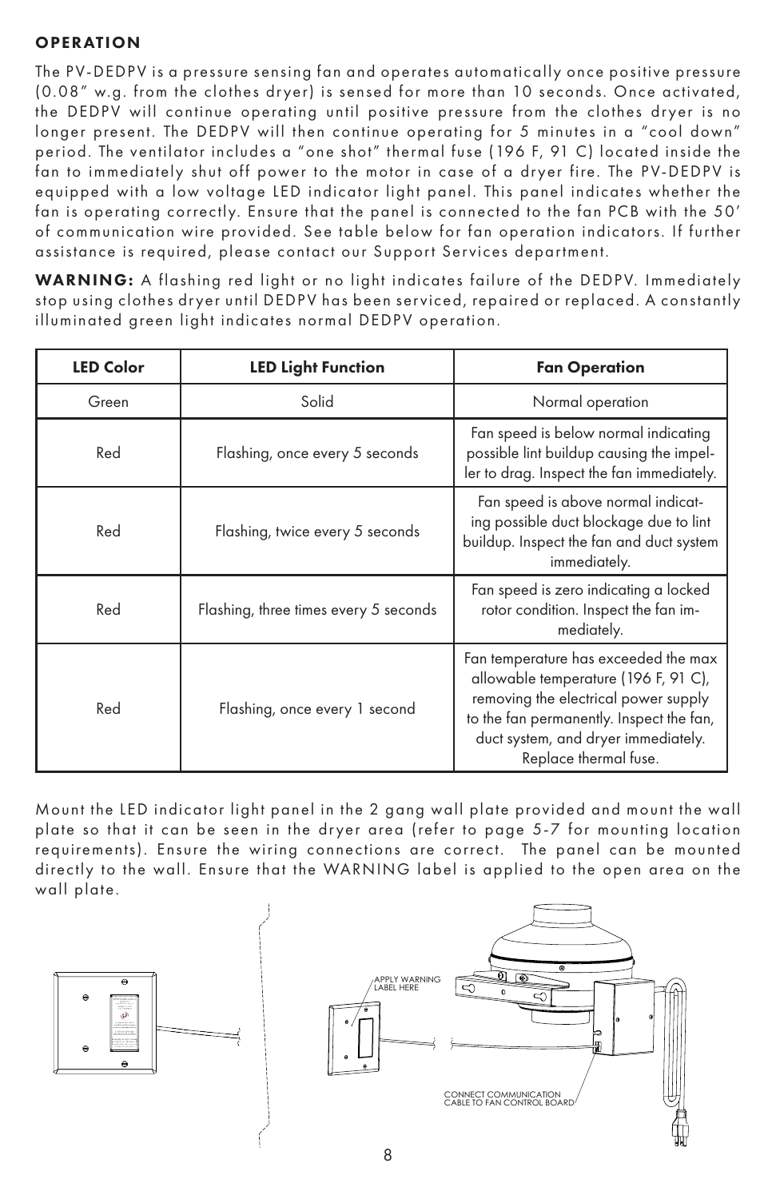## OPERATION

The PV-DEDPV is a pressure sensing fan and operates automatically once positive pressure (0.08" w.g. from the clothes dryer) is sensed for more than 10 seconds. Once activated, the DEDPV will continue operating until positive pressure from the clothes dryer is no longer present. The DEDPV will then continue operating for 5 minutes in a "cool down" period. The ventilator includes a "one shot" thermal fuse (196 F, 91 C) located inside the fan to immediately shut off power to the motor in case of a dryer fire. The PV-DEDPV is equipped with a low voltage LED indicator light panel. This panel indicates whether the fan is operating correctly. Ensure that the panel is connected to the fan PCB with the 50' of communication wire provided. See table below for fan operation indicators. If further assistance is required, please contact our Support Services department.

**WARNING:** A flashing red light or no light indicates failure of the DEDPV. Immediately stop using clothes dryer until DEDPV has been serviced, repaired or replaced. A constantly illuminated green light indicates normal DEDPV operation.

| LED Color | LED Light Function | Fan Operation |
|---|---|---|
| Green | Solid | Normal operation |
| Red | Flashing, once every 5 seconds | Fan speed is below normal indicating possible lint buildup causing the impeller to drag. Inspect the fan immediately. |
| Red | Flashing, twice every 5 seconds | Fan speed is above normal indicating possible duct blockage due to lint buildup. Inspect the fan and duct system immediately. |
| Red | Flashing, three times every 5 seconds | Fan speed is zero indicating a locked rotor condition. Inspect the fan immediately. |
| Red | Flashing, once every 1 second | Fan temperature has exceeded the max allowable temperature (196 F, 91 C), removing the electrical power supply to the fan permanently. Inspect the fan, duct system, and dryer immediately. Replace thermal fuse. |

Mount the LED indicator light panel in the 2 gang wall plate provided and mount the wall plate so that it can be seen in the dryer area (refer to page 5-7 for mounting location requirements). Ensure the wiring connections are correct. The panel can be mounted directly to the wall. Ensure that the WARNING label is applied to the open area on the wall plate.

APPLY WARNING LABEL HERE

CONNECT COMMUNICATION CABLE TO FAN CONTROL BOARD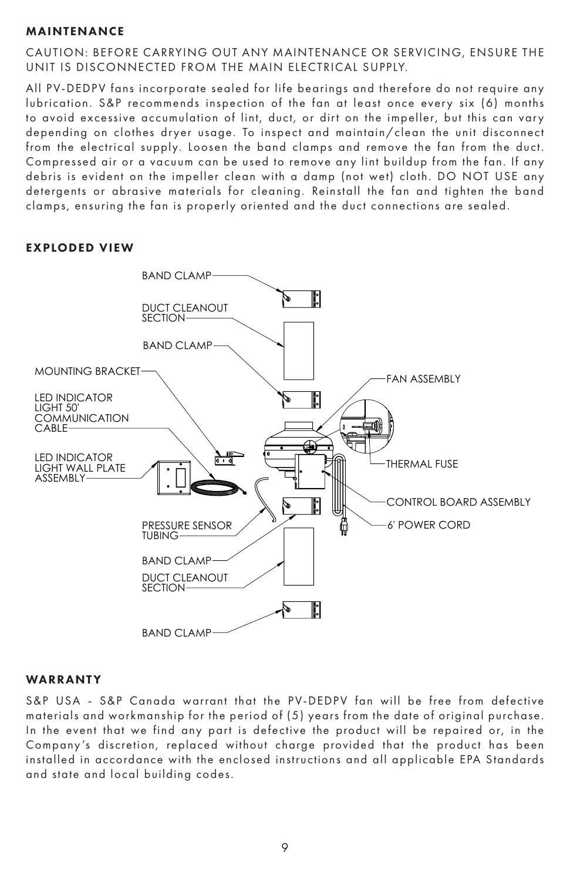## MAINTENANCE

CAUTION: BEFORE CARRYING OUT ANY MAINTENANCE OR SERVICING, ENSURE THE UNIT IS DISCONNECTED FROM THE MAIN ELECTRICAL SUPPLY.

All PV-DEDPV fans incorporate sealed for life bearings and therefore do not require any lubrication. S&P recommends inspection of the fan at least once every six (6) months to avoid excessive accumulation of lint, duct, or dirt on the impeller, but this can vary depending on clothes dryer usage. To inspect and maintain/clean the unit disconnect from the electrical supply. Loosen the band clamps and remove the fan from the duct. Compressed air or a vacuum can be used to remove any lint buildup from the fan. If any debris is evident on the impeller clean with a damp (not wet) cloth. DO NOT USE any detergents or abrasive materials for cleaning. Reinstall the fan and tighten the band clamps, ensuring the fan is properly oriented and the duct connections are sealed.

## EXPLODED VIEW

BAND CLAMP
DUCT CLEANOUT SECTION
BAND CLAMP
MOUNTING BRACKET
LED INDICATOR LIGHT 50' COMMUNICATION CABLE
LED INDICATOR LIGHT WALL PLATE ASSEMBLY
PRESSURE SENSOR TUBING
BAND CLAMP
DUCT CLEANOUT SECTION
BAND CLAMP
FAN ASSEMBLY
THERMAL FUSE
CONTROL BOARD ASSEMBLY
6' POWER CORD

## WARRANTY

S&P USA - S&P Canada warrant that the PV-DEDPV fan will be free from defective materials and workmanship for the period of (5) years from the date of original purchase. In the event that we find any part is defective the product will be repaired or, in the Company's discretion, replaced without charge provided that the product has been installed in accordance with the enclosed instructions and all applicable EPA Standards and state and local building codes.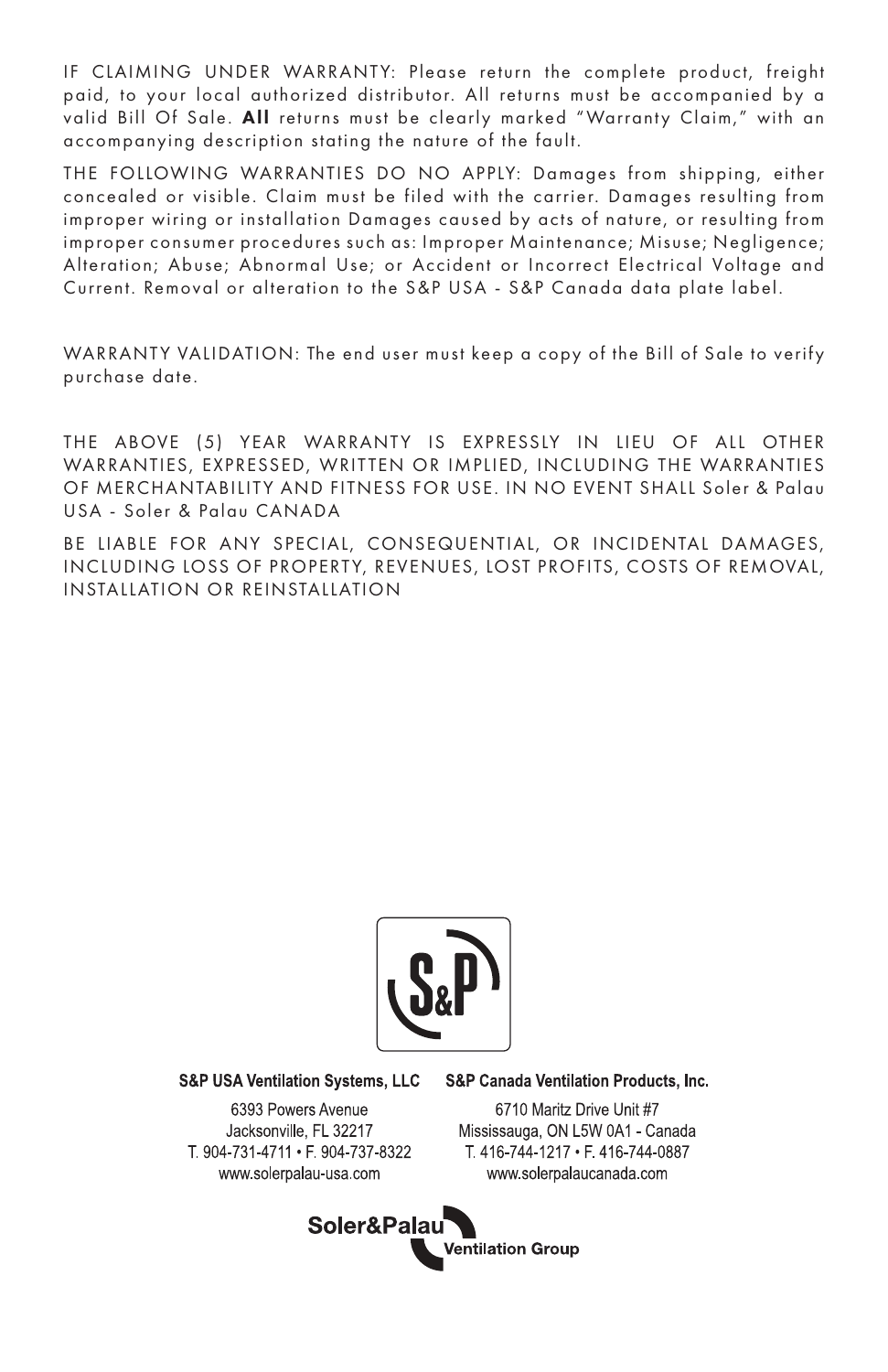IF CLAIMING UNDER WARRANTY: Please return the complete product, freight paid, to your local authorized distributor. All returns must be accompanied by a valid Bill Of Sale. **All** returns must be clearly marked "Warranty Claim," with an accompanying description stating the nature of the fault.

THE FOLLOWING WARRANTIES DO NO APPLY: Damages from shipping, either concealed or visible. Claim must be filed with the carrier. Damages resulting from improper wiring or installation Damages caused by acts of nature, or resulting from improper consumer procedures such as: Improper Maintenance; Misuse; Negligence; Alteration; Abuse; Abnormal Use; or Accident or Incorrect Electrical Voltage and Current. Removal or alteration to the S&P USA - S&P Canada data plate label.

WARRANTY VALIDATION: The end user must keep a copy of the Bill of Sale to verify purchase date.

THE ABOVE (5) YEAR WARRANTY IS EXPRESSLY IN LIEU OF ALL OTHER WARRANTIES, EXPRESSED, WRITTEN OR IMPLIED, INCLUDING THE WARRANTIES OF MERCHANTABILITY AND FITNESS FOR USE. IN NO EVENT SHALL Soler & Palau USA - Soler & Palau CANADA

BE LIABLE FOR ANY SPECIAL, CONSEQUENTIAL, OR INCIDENTAL DAMAGES, INCLUDING LOSS OF PROPERTY, REVENUES, LOST PROFITS, COSTS OF REMOVAL, INSTALLATION OR REINSTALLATION

**S&P USA Ventilation Systems, LLC**

6393 Powers Avenue
Jacksonville, FL 32217
T. 904-731-4711 • F. 904-737-8322
www.solerpalau-usa.com

**S&P Canada Ventilation Products, Inc.**

6710 Maritz Drive Unit #7
Mississauga, ON L5W 0A1 - Canada
T. 416-744-1217 • F. 416-744-0887
www.solerpalaucanada.com

Soler&Palau Ventilation Group